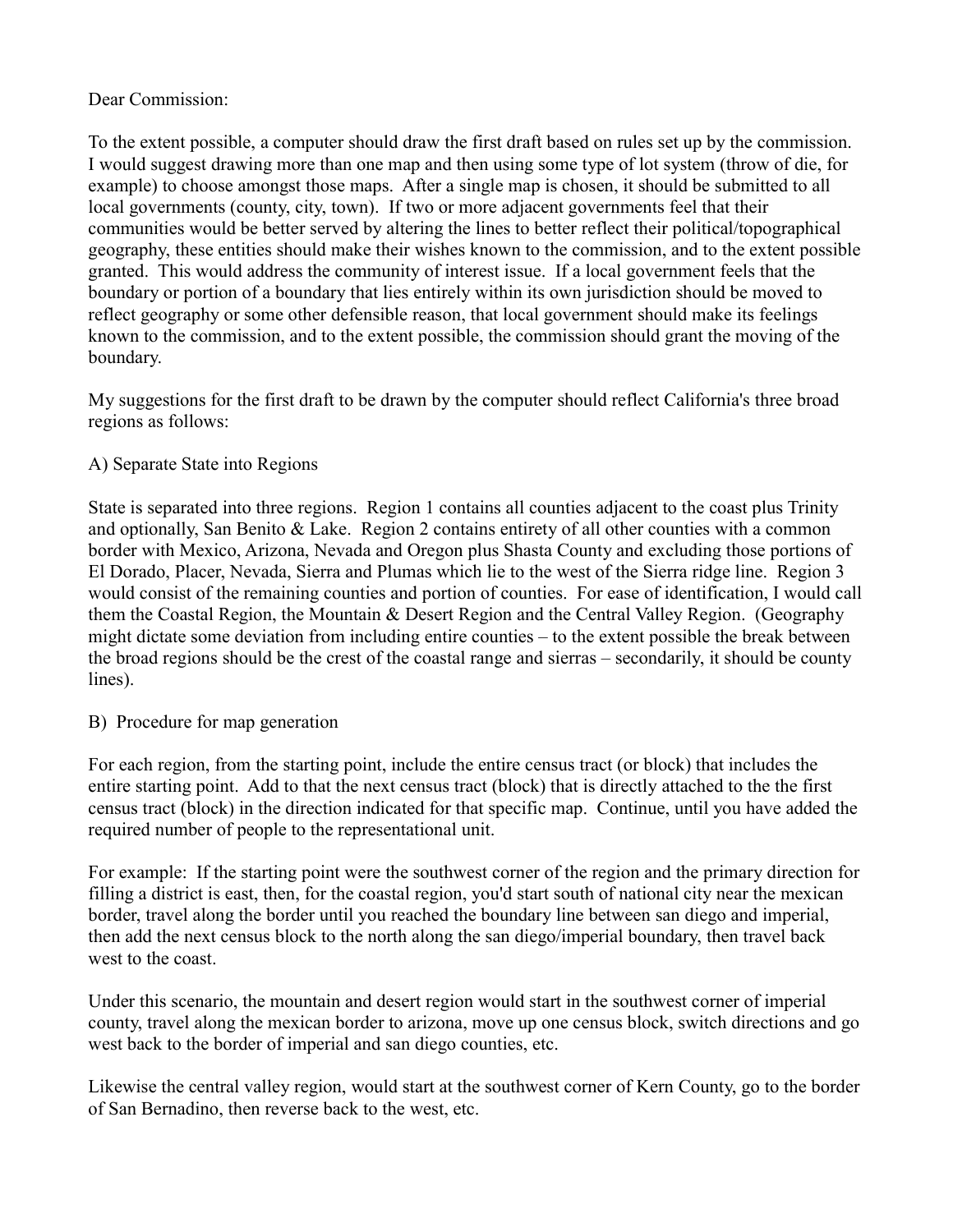Dear Commission:

To the extent possible, a computer should draw the first draft based on rules set up by the commission. I would suggest drawing more than one map and then using some type of lot system (throw of die, for example) to choose amongst those maps. After a single map is chosen, it should be submitted to all local governments (county, city, town). If two or more adjacent governments feel that their communities would be better served by altering the lines to better reflect their political/topographical geography, these entities should make their wishes known to the commission, and to the extent possible granted. This would address the community of interest issue. If a local government feels that the boundary or portion of a boundary that lies entirely within its own jurisdiction should be moved to reflect geography or some other defensible reason, that local government should make its feelings known to the commission, and to the extent possible, the commission should grant the moving of the boundary.

My suggestions for the first draft to be drawn by the computer should reflect California's three broad regions as follows:

A) Separate State into Regions

State is separated into three regions. Region 1 contains all counties adjacent to the coast plus Trinity and optionally, San Benito & Lake. Region 2 contains entirety of all other counties with a common border with Mexico, Arizona, Nevada and Oregon plus Shasta County and excluding those portions of El Dorado, Placer, Nevada, Sierra and Plumas which lie to the west of the Sierra ridge line. Region 3 would consist of the remaining counties and portion of counties. For ease of identification, I would call them the Coastal Region, the Mountain & Desert Region and the Central Valley Region. (Geography might dictate some deviation from including entire counties – to the extent possible the break between the broad regions should be the crest of the coastal range and sierras – secondarily, it should be county lines).

B) Procedure for map generation

For each region, from the starting point, include the entire census tract (or block) that includes the entire starting point. Add to that the next census tract (block) that is directly attached to the the first census tract (block) in the direction indicated for that specific map. Continue, until you have added the required number of people to the representational unit.

For example: If the starting point were the southwest corner of the region and the primary direction for filling a district is east, then, for the coastal region, you'd start south of national city near the mexican border, travel along the border until you reached the boundary line between san diego and imperial, then add the next census block to the north along the san diego/imperial boundary, then travel back west to the coast.

Under this scenario, the mountain and desert region would start in the southwest corner of imperial county, travel along the mexican border to arizona, move up one census block, switch directions and go west back to the border of imperial and san diego counties, etc.

Likewise the central valley region, would start at the southwest corner of Kern County, go to the border of San Bernadino, then reverse back to the west, etc.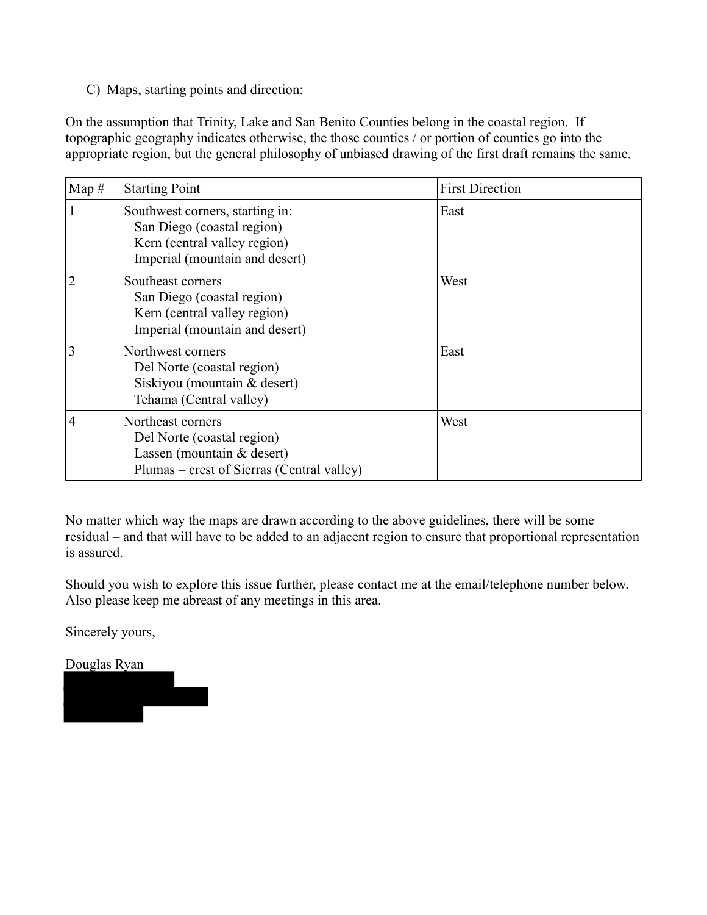C) Maps, starting points and direction:

On the assumption that Trinity, Lake and San Benito Counties belong in the coastal region. If topographic geography indicates otherwise, the those counties / or portion of counties go into the appropriate region, but the general philosophy of unbiased drawing of the first draft remains the same.

| Map # | Starting Point | First Direction |
|---|---|---|
| 1 | Southwest corners, starting in:<br>San Diego (coastal region)<br>Kern (central valley region)<br>Imperial (mountain and desert) | East |
| 2 | Southeast corners<br>San Diego (coastal region)<br>Kern (central valley region)<br>Imperial (mountain and desert) | West |
| 3 | Northwest corners<br>Del Norte (coastal region)<br>Siskiyou (mountain & desert)<br>Tehama (Central valley) | East |
| 4 | Northeast corners<br>Del Norte (coastal region)<br>Lassen (mountain & desert)<br>Plumas – crest of Sierras (Central valley) | West |

No matter which way the maps are drawn according to the above guidelines, there will be some residual – and that will have to be added to an adjacent region to ensure that proportional representation is assured.

Should you wish to explore this issue further, please contact me at the email/telephone number below. Also please keep me abreast of any meetings in this area.

Sincerely yours,

Douglas Ryan